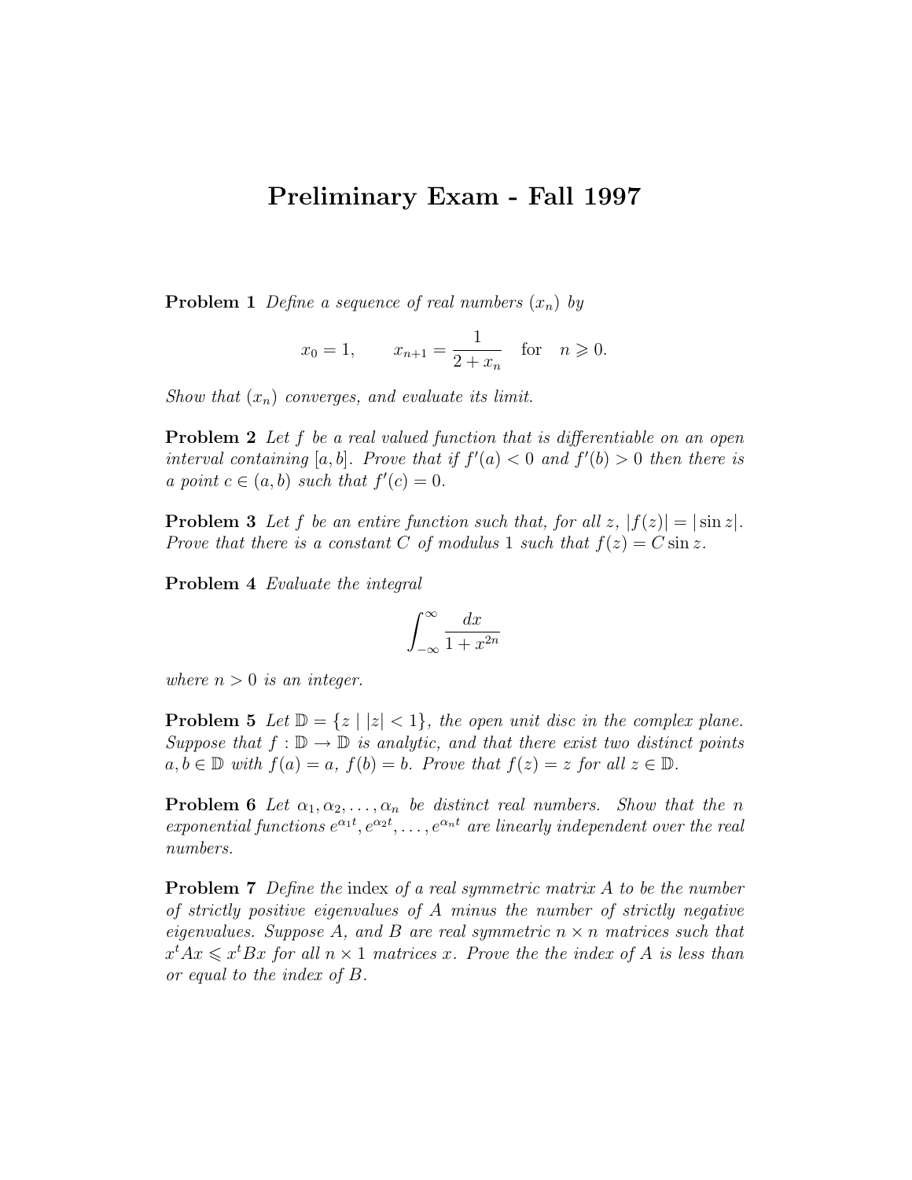# Preliminary Exam - Fall 1997

**Problem 1** *Define a sequence of real numbers* $(x_n)$ *by*

$$x_0 = 1, \qquad x_{n+1} = \frac{1}{2 + x_n} \quad \text{for} \quad n \geqslant 0.$$

*Show that* $(x_n)$ *converges, and evaluate its limit.*

**Problem 2** *Let* $f$ *be a real valued function that is differentiable on an open interval containing* $[a, b]$. *Prove that if* $f'(a) < 0$ *and* $f'(b) > 0$ *then there is a point* $c \in (a, b)$ *such that* $f'(c) = 0$.

**Problem 3** *Let* $f$ *be an entire function such that, for all* $z$, $|f(z)| = |\sin z|$. *Prove that there is a constant* $C$ *of modulus* $1$ *such that* $f(z) = C \sin z$.

**Problem 4** *Evaluate the integral*

$$\int_{-\infty}^{\infty} \frac{dx}{1 + x^{2n}}$$

*where* $n > 0$ *is an integer.*

**Problem 5** *Let* $\mathbb{D} = \{z \mid |z| < 1\}$, *the open unit disc in the complex plane. Suppose that* $f : \mathbb{D} \to \mathbb{D}$ *is analytic, and that there exist two distinct points* $a, b \in \mathbb{D}$ *with* $f(a) = a$, $f(b) = b$. *Prove that* $f(z) = z$ *for all* $z \in \mathbb{D}$.

**Problem 6** *Let* $\alpha_1, \alpha_2, \ldots, \alpha_n$ *be distinct real numbers. Show that the* $n$ *exponential functions* $e^{\alpha_1 t}, e^{\alpha_2 t}, \ldots, e^{\alpha_n t}$ *are linearly independent over the real numbers.*

**Problem 7** *Define the* index *of a real symmetric matrix* $A$ *to be the number of strictly positive eigenvalues of* $A$ *minus the number of strictly negative eigenvalues. Suppose* $A$, *and* $B$ *are real symmetric* $n \times n$ *matrices such that* $x^t A x \leqslant x^t B x$ *for all* $n \times 1$ *matrices* $x$. *Prove the the index of* $A$ *is less than or equal to the index of* $B$.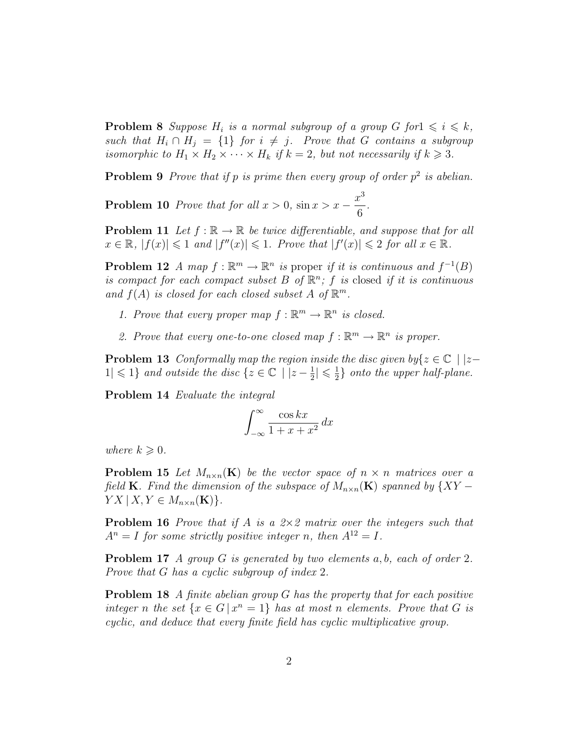**Problem 8** *Suppose $H_i$ is a normal subgroup of a group $G$ for $1 \leqslant i \leqslant k$, such that $H_i \cap H_j = \{1\}$ for $i \neq j$. Prove that $G$ contains a subgroup isomorphic to $H_1 \times H_2 \times \cdots \times H_k$ if $k = 2$, but not necessarily if $k \geqslant 3$.*

**Problem 9** *Prove that if $p$ is prime then every group of order $p^2$ is abelian.*

**Problem 10** *Prove that for all $x > 0$, $\sin x > x - \dfrac{x^3}{6}$.*

**Problem 11** *Let $f : \mathbb{R} \to \mathbb{R}$ be twice differentiable, and suppose that for all $x \in \mathbb{R}$, $|f(x)| \leqslant 1$ and $|f''(x)| \leqslant 1$. Prove that $|f'(x)| \leqslant 2$ for all $x \in \mathbb{R}$.*

**Problem 12** *A map $f : \mathbb{R}^m \to \mathbb{R}^n$ is* proper *if it is continuous and $f^{-1}(B)$ is compact for each compact subset $B$ of $\mathbb{R}^n$; $f$ is* closed *if it is continuous and $f(A)$ is closed for each closed subset $A$ of $\mathbb{R}^m$.*

1. *Prove that every proper map $f : \mathbb{R}^m \to \mathbb{R}^n$ is closed.*
2. *Prove that every one-to-one closed map $f : \mathbb{R}^m \to \mathbb{R}^n$ is proper.*

**Problem 13** *Conformally map the region inside the disc given by $\{z \in \mathbb{C} \mid |z - 1| \leqslant 1\}$ and outside the disc $\{z \in \mathbb{C} \mid |z - \frac{1}{2}| \leqslant \frac{1}{2}\}$ onto the upper half-plane.*

**Problem 14** *Evaluate the integral*

$$\int_{-\infty}^{\infty} \frac{\cos kx}{1 + x + x^2}\, dx$$

*where $k \geqslant 0$.*

**Problem 15** *Let $M_{n\times n}(\mathbf{K})$ be the vector space of $n \times n$ matrices over a field $\mathbf{K}$. Find the dimension of the subspace of $M_{n\times n}(\mathbf{K})$ spanned by $\{XY - YX \mid X, Y \in M_{n\times n}(\mathbf{K})\}$.*

**Problem 16** *Prove that if $A$ is a $2\times 2$ matrix over the integers such that $A^n = I$ for some strictly positive integer $n$, then $A^{12} = I$.*

**Problem 17** *A group $G$ is generated by two elements $a, b$, each of order $2$. Prove that $G$ has a cyclic subgroup of index $2$.*

**Problem 18** *A finite abelian group $G$ has the property that for each positive integer $n$ the set $\{x \in G \mid x^n = 1\}$ has at most $n$ elements. Prove that $G$ is cyclic, and deduce that every finite field has cyclic multiplicative group.*